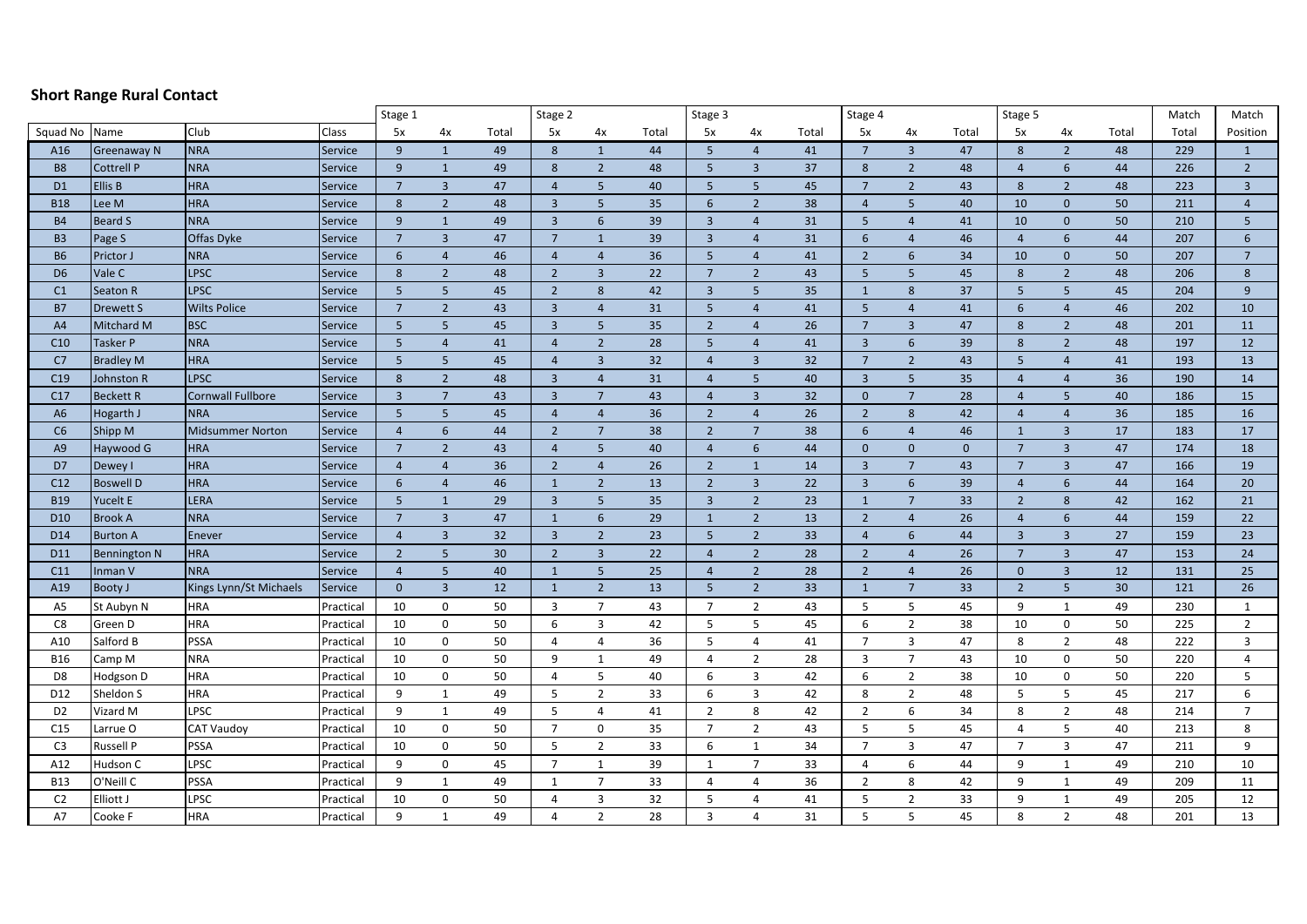## Short Range Rural Contact

| | | | | Stage 1 | | | Stage 2 | | | Stage 3 | | | Stage 4 | | | Stage 5 | | | Match | Match |
|---|---|---|---|---|---|---|---|---|---|---|---|---|---|---|---|---|---|---|---|---|
| Squad No | Name | Club | Class | 5x | 4x | Total | 5x | 4x | Total | 5x | 4x | Total | 5x | 4x | Total | 5x | 4x | Total | Total | Position |
| A16 | Greenaway N | NRA | Service | 9 | 1 | 49 | 8 | 1 | 44 | 5 | 4 | 41 | 7 | 3 | 47 | 8 | 2 | 48 | 229 | 1 |
| B8 | Cottrell P | NRA | Service | 9 | 1 | 49 | 8 | 2 | 48 | 5 | 3 | 37 | 8 | 2 | 48 | 4 | 6 | 44 | 226 | 2 |
| D1 | Ellis B | HRA | Service | 7 | 3 | 47 | 4 | 5 | 40 | 5 | 5 | 45 | 7 | 2 | 43 | 8 | 2 | 48 | 223 | 3 |
| B18 | Lee M | HRA | Service | 8 | 2 | 48 | 3 | 5 | 35 | 6 | 2 | 38 | 4 | 5 | 40 | 10 | 0 | 50 | 211 | 4 |
| B4 | Beard S | NRA | Service | 9 | 1 | 49 | 3 | 6 | 39 | 3 | 4 | 31 | 5 | 4 | 41 | 10 | 0 | 50 | 210 | 5 |
| B3 | Page S | Offas Dyke | Service | 7 | 3 | 47 | 7 | 1 | 39 | 3 | 4 | 31 | 6 | 4 | 46 | 4 | 6 | 44 | 207 | 6 |
| B6 | Prictor J | NRA | Service | 6 | 4 | 46 | 4 | 4 | 36 | 5 | 4 | 41 | 2 | 6 | 34 | 10 | 0 | 50 | 207 | 7 |
| D6 | Vale C | LPSC | Service | 8 | 2 | 48 | 2 | 3 | 22 | 7 | 2 | 43 | 5 | 5 | 45 | 8 | 2 | 48 | 206 | 8 |
| C1 | Seaton R | LPSC | Service | 5 | 5 | 45 | 2 | 8 | 42 | 3 | 5 | 35 | 1 | 8 | 37 | 5 | 5 | 45 | 204 | 9 |
| B7 | Drewett S | Wilts Police | Service | 7 | 2 | 43 | 3 | 4 | 31 | 5 | 4 | 41 | 5 | 4 | 41 | 6 | 4 | 46 | 202 | 10 |
| A4 | Mitchard M | BSC | Service | 5 | 5 | 45 | 3 | 5 | 35 | 2 | 4 | 26 | 7 | 3 | 47 | 8 | 2 | 48 | 201 | 11 |
| C10 | Tasker P | NRA | Service | 5 | 4 | 41 | 4 | 2 | 28 | 5 | 4 | 41 | 3 | 6 | 39 | 8 | 2 | 48 | 197 | 12 |
| C7 | Bradley M | HRA | Service | 5 | 5 | 45 | 4 | 3 | 32 | 4 | 3 | 32 | 7 | 2 | 43 | 5 | 4 | 41 | 193 | 13 |
| C19 | Johnston R | LPSC | Service | 8 | 2 | 48 | 3 | 4 | 31 | 4 | 5 | 40 | 3 | 5 | 35 | 4 | 4 | 36 | 190 | 14 |
| C17 | Beckett R | Cornwall Fullbore | Service | 3 | 7 | 43 | 3 | 7 | 43 | 4 | 3 | 32 | 0 | 7 | 28 | 4 | 5 | 40 | 186 | 15 |
| A6 | Hogarth J | NRA | Service | 5 | 5 | 45 | 4 | 4 | 36 | 2 | 4 | 26 | 2 | 8 | 42 | 4 | 4 | 36 | 185 | 16 |
| C6 | Shipp M | Midsummer Norton | Service | 4 | 6 | 44 | 2 | 7 | 38 | 2 | 7 | 38 | 6 | 4 | 46 | 1 | 3 | 17 | 183 | 17 |
| A9 | Haywood G | HRA | Service | 7 | 2 | 43 | 4 | 5 | 40 | 4 | 6 | 44 | 0 | 0 | 0 | 7 | 3 | 47 | 174 | 18 |
| D7 | Dewey I | HRA | Service | 4 | 4 | 36 | 2 | 4 | 26 | 2 | 1 | 14 | 3 | 7 | 43 | 7 | 3 | 47 | 166 | 19 |
| C12 | Boswell D | HRA | Service | 6 | 4 | 46 | 1 | 2 | 13 | 2 | 3 | 22 | 3 | 6 | 39 | 4 | 6 | 44 | 164 | 20 |
| B19 | Yucelt E | LERA | Service | 5 | 1 | 29 | 3 | 5 | 35 | 3 | 2 | 23 | 1 | 7 | 33 | 2 | 8 | 42 | 162 | 21 |
| D10 | Brook A | NRA | Service | 7 | 3 | 47 | 1 | 6 | 29 | 1 | 2 | 13 | 2 | 4 | 26 | 4 | 6 | 44 | 159 | 22 |
| D14 | Burton A | Enever | Service | 4 | 3 | 32 | 3 | 2 | 23 | 5 | 2 | 33 | 4 | 6 | 44 | 3 | 3 | 27 | 159 | 23 |
| D11 | Bennington N | HRA | Service | 2 | 5 | 30 | 2 | 3 | 22 | 4 | 2 | 28 | 2 | 4 | 26 | 7 | 3 | 47 | 153 | 24 |
| C11 | Inman V | NRA | Service | 4 | 5 | 40 | 1 | 5 | 25 | 4 | 2 | 28 | 2 | 4 | 26 | 0 | 3 | 12 | 131 | 25 |
| A19 | Booty J | Kings Lynn/St Michaels | Service | 0 | 3 | 12 | 1 | 2 | 13 | 5 | 2 | 33 | 1 | 7 | 33 | 2 | 5 | 30 | 121 | 26 |
| A5 | St Aubyn N | HRA | Practical | 10 | 0 | 50 | 3 | 7 | 43 | 7 | 2 | 43 | 5 | 5 | 45 | 9 | 1 | 49 | 230 | 1 |
| C8 | Green D | HRA | Practical | 10 | 0 | 50 | 6 | 3 | 42 | 5 | 5 | 45 | 6 | 2 | 38 | 10 | 0 | 50 | 225 | 2 |
| A10 | Salford B | PSSA | Practical | 10 | 0 | 50 | 4 | 4 | 36 | 5 | 4 | 41 | 7 | 3 | 47 | 8 | 2 | 48 | 222 | 3 |
| B16 | Camp M | NRA | Practical | 10 | 0 | 50 | 9 | 1 | 49 | 4 | 2 | 28 | 3 | 7 | 43 | 10 | 0 | 50 | 220 | 4 |
| D8 | Hodgson D | HRA | Practical | 10 | 0 | 50 | 4 | 5 | 40 | 6 | 3 | 42 | 6 | 2 | 38 | 10 | 0 | 50 | 220 | 5 |
| D12 | Sheldon S | HRA | Practical | 9 | 1 | 49 | 5 | 2 | 33 | 6 | 3 | 42 | 8 | 2 | 48 | 5 | 5 | 45 | 217 | 6 |
| D2 | Vizard M | LPSC | Practical | 9 | 1 | 49 | 5 | 4 | 41 | 2 | 8 | 42 | 2 | 6 | 34 | 8 | 2 | 48 | 214 | 7 |
| C15 | Larrue O | CAT Vaudoy | Practical | 10 | 0 | 50 | 7 | 0 | 35 | 7 | 2 | 43 | 5 | 5 | 45 | 4 | 5 | 40 | 213 | 8 |
| C3 | Russell P | PSSA | Practical | 10 | 0 | 50 | 5 | 2 | 33 | 6 | 1 | 34 | 7 | 3 | 47 | 7 | 3 | 47 | 211 | 9 |
| A12 | Hudson C | LPSC | Practical | 9 | 0 | 45 | 7 | 1 | 39 | 1 | 7 | 33 | 4 | 6 | 44 | 9 | 1 | 49 | 210 | 10 |
| B13 | O'Neill C | PSSA | Practical | 9 | 1 | 49 | 1 | 7 | 33 | 4 | 4 | 36 | 2 | 8 | 42 | 9 | 1 | 49 | 209 | 11 |
| C2 | Elliott J | LPSC | Practical | 10 | 0 | 50 | 4 | 3 | 32 | 5 | 4 | 41 | 5 | 2 | 33 | 9 | 1 | 49 | 205 | 12 |
| A7 | Cooke F | HRA | Practical | 9 | 1 | 49 | 4 | 2 | 28 | 3 | 4 | 31 | 5 | 5 | 45 | 8 | 2 | 48 | 201 | 13 |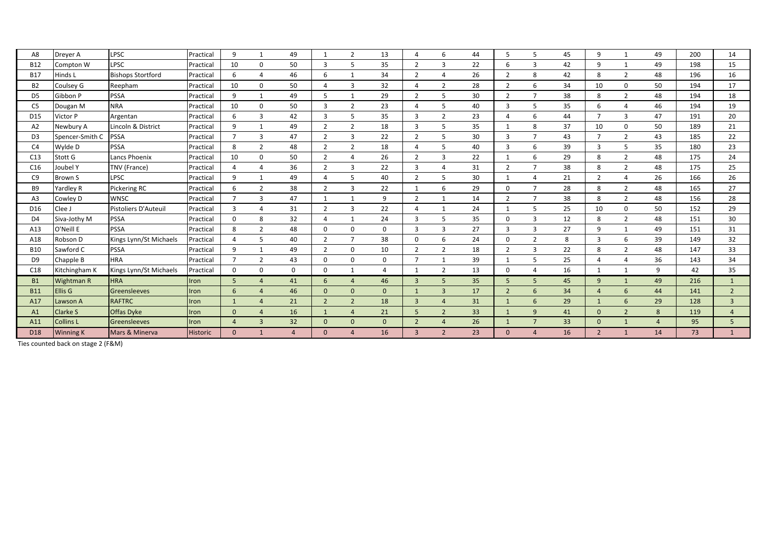| | | | | | | | | | | | | | | | | | | | | |
|---|---|---|---|---|---|---|---|---|---|---|---|---|---|---|---|---|---|---|---|---|
| A8 | Dreyer A | LPSC | Practical | 9 | 1 | 49 | 1 | 2 | 13 | 4 | 6 | 44 | 5 | 5 | 45 | 9 | 1 | 49 | 200 | 14 |
| B12 | Compton W | LPSC | Practical | 10 | 0 | 50 | 3 | 5 | 35 | 2 | 3 | 22 | 6 | 3 | 42 | 9 | 1 | 49 | 198 | 15 |
| B17 | Hinds L | Bishops Stortford | Practical | 6 | 4 | 46 | 6 | 1 | 34 | 2 | 4 | 26 | 2 | 8 | 42 | 8 | 2 | 48 | 196 | 16 |
| B2 | Coulsey G | Reepham | Practical | 10 | 0 | 50 | 4 | 3 | 32 | 4 | 2 | 28 | 2 | 6 | 34 | 10 | 0 | 50 | 194 | 17 |
| D5 | Gibbon P | PSSA | Practical | 9 | 1 | 49 | 5 | 1 | 29 | 2 | 5 | 30 | 2 | 7 | 38 | 8 | 2 | 48 | 194 | 18 |
| C5 | Dougan M | NRA | Practical | 10 | 0 | 50 | 3 | 2 | 23 | 4 | 5 | 40 | 3 | 5 | 35 | 6 | 4 | 46 | 194 | 19 |
| D15 | Victor P | Argentan | Practical | 6 | 3 | 42 | 3 | 5 | 35 | 3 | 2 | 23 | 4 | 6 | 44 | 7 | 3 | 47 | 191 | 20 |
| A2 | Newbury A | Lincoln & District | Practical | 9 | 1 | 49 | 2 | 2 | 18 | 3 | 5 | 35 | 1 | 8 | 37 | 10 | 0 | 50 | 189 | 21 |
| D3 | Spencer-Smith C | PSSA | Practical | 7 | 3 | 47 | 2 | 3 | 22 | 2 | 5 | 30 | 3 | 7 | 43 | 7 | 2 | 43 | 185 | 22 |
| C4 | Wylde D | PSSA | Practical | 8 | 2 | 48 | 2 | 2 | 18 | 4 | 5 | 40 | 3 | 6 | 39 | 3 | 5 | 35 | 180 | 23 |
| C13 | Stott G | Lancs Phoenix | Practical | 10 | 0 | 50 | 2 | 4 | 26 | 2 | 3 | 22 | 1 | 6 | 29 | 8 | 2 | 48 | 175 | 24 |
| C16 | Joubel Y | TNV (France) | Practical | 4 | 4 | 36 | 2 | 3 | 22 | 3 | 4 | 31 | 2 | 7 | 38 | 8 | 2 | 48 | 175 | 25 |
| C9 | Brown S | LPSC | Practical | 9 | 1 | 49 | 4 | 5 | 40 | 2 | 5 | 30 | 1 | 4 | 21 | 2 | 4 | 26 | 166 | 26 |
| B9 | Yardley R | Pickering RC | Practical | 6 | 2 | 38 | 2 | 3 | 22 | 1 | 6 | 29 | 0 | 7 | 28 | 8 | 2 | 48 | 165 | 27 |
| A3 | Cowley D | WNSC | Practical | 7 | 3 | 47 | 1 | 1 | 9 | 2 | 1 | 14 | 2 | 7 | 38 | 8 | 2 | 48 | 156 | 28 |
| D16 | Clee J | Pistoliers D'Auteuil | Practical | 3 | 4 | 31 | 2 | 3 | 22 | 4 | 1 | 24 | 1 | 5 | 25 | 10 | 0 | 50 | 152 | 29 |
| D4 | Siva-Jothy M | PSSA | Practical | 0 | 8 | 32 | 4 | 1 | 24 | 3 | 5 | 35 | 0 | 3 | 12 | 8 | 2 | 48 | 151 | 30 |
| A13 | O'Neill E | PSSA | Practical | 8 | 2 | 48 | 0 | 0 | 0 | 3 | 3 | 27 | 3 | 3 | 27 | 9 | 1 | 49 | 151 | 31 |
| A18 | Robson D | Kings Lynn/St Michaels | Practical | 4 | 5 | 40 | 2 | 7 | 38 | 0 | 6 | 24 | 0 | 2 | 8 | 3 | 6 | 39 | 149 | 32 |
| B10 | Sawford C | PSSA | Practical | 9 | 1 | 49 | 2 | 0 | 10 | 2 | 2 | 18 | 2 | 3 | 22 | 8 | 2 | 48 | 147 | 33 |
| D9 | Chapple B | HRA | Practical | 7 | 2 | 43 | 0 | 0 | 0 | 7 | 1 | 39 | 1 | 5 | 25 | 4 | 4 | 36 | 143 | 34 |
| C18 | Kitchingham K | Kings Lynn/St Michaels | Practical | 0 | 0 | 0 | 0 | 1 | 4 | 1 | 2 | 13 | 0 | 4 | 16 | 1 | 1 | 9 | 42 | 35 |
| B1 | Wightman R | HRA | Iron | 5 | 4 | 41 | 6 | 4 | 46 | 3 | 5 | 35 | 5 | 5 | 45 | 9 | 1 | 49 | 216 | 1 |
| B11 | Ellis G | Greensleeves | Iron | 6 | 4 | 46 | 0 | 0 | 0 | 1 | 3 | 17 | 2 | 6 | 34 | 4 | 6 | 44 | 141 | 2 |
| A17 | Lawson A | RAFTRC | Iron | 1 | 4 | 21 | 2 | 2 | 18 | 3 | 4 | 31 | 1 | 6 | 29 | 1 | 6 | 29 | 128 | 3 |
| A1 | Clarke S | Offas Dyke | Iron | 0 | 4 | 16 | 1 | 4 | 21 | 5 | 2 | 33 | 1 | 9 | 41 | 0 | 2 | 8 | 119 | 4 |
| A11 | Collins L | Greensleeves | Iron | 4 | 3 | 32 | 0 | 0 | 0 | 2 | 4 | 26 | 1 | 7 | 33 | 0 | 1 | 4 | 95 | 5 |
| D18 | Winning K | Mars & Minerva | Historic | 0 | 1 | 4 | 0 | 4 | 16 | 3 | 2 | 23 | 0 | 4 | 16 | 2 | 1 | 14 | 73 | 1 |

Ties counted back on stage 2 (F&M)